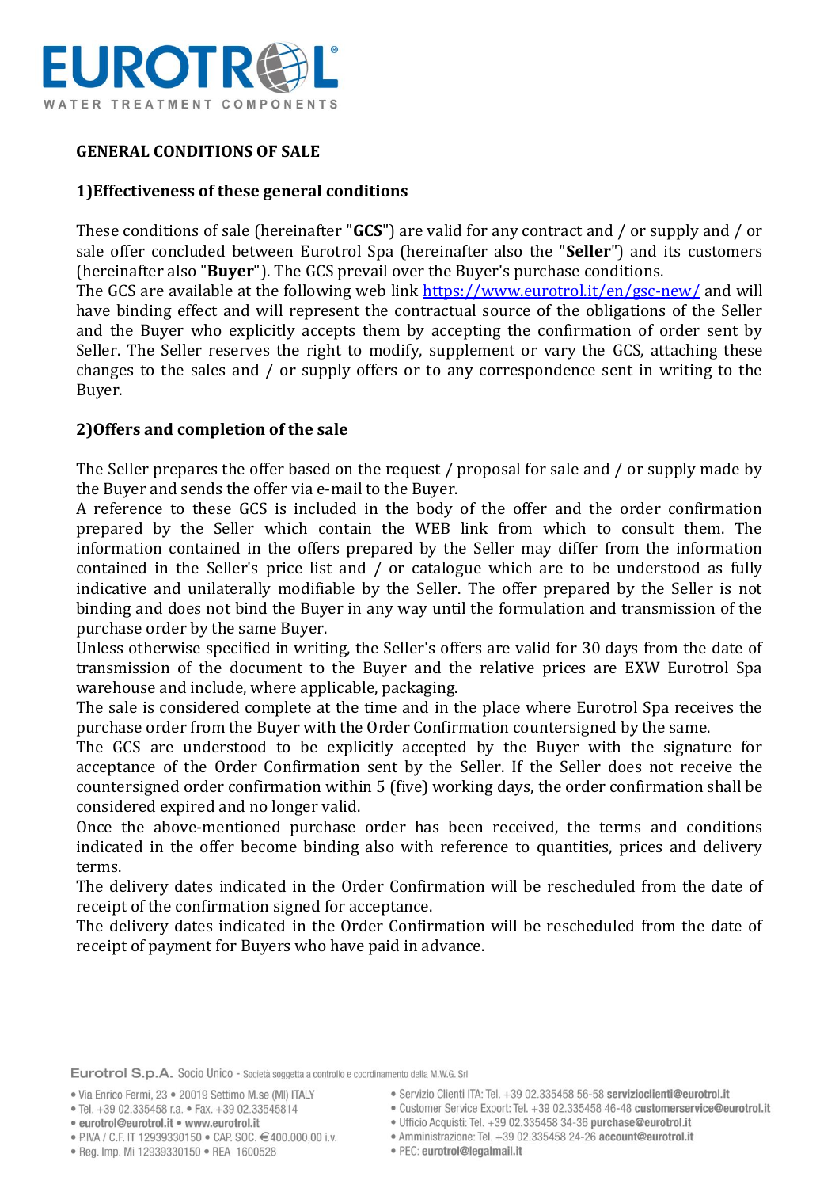# GENERAL CONDITIONS OF SALE

## 1)Effectiveness of these general conditions

These conditions of sale (hereinafter "**GCS**") are valid for any contract and / or supply and / or sale offer concluded between Eurotrol Spa (hereinafter also the "**Seller**") and its customers (hereinafter also "**Buyer**"). The GCS prevail over the Buyer's purchase conditions.
The GCS are available at the following web link https://www.eurotrol.it/en/gsc-new/ and will have binding effect and will represent the contractual source of the obligations of the Seller and the Buyer who explicitly accepts them by accepting the confirmation of order sent by Seller. The Seller reserves the right to modify, supplement or vary the GCS, attaching these changes to the sales and / or supply offers or to any correspondence sent in writing to the Buyer.

## 2)Offers and completion of the sale

The Seller prepares the offer based on the request / proposal for sale and / or supply made by the Buyer and sends the offer via e-mail to the Buyer.
A reference to these GCS is included in the body of the offer and the order confirmation prepared by the Seller which contain the WEB link from which to consult them. The information contained in the offers prepared by the Seller may differ from the information contained in the Seller's price list and / or catalogue which are to be understood as fully indicative and unilaterally modifiable by the Seller. The offer prepared by the Seller is not binding and does not bind the Buyer in any way until the formulation and transmission of the purchase order by the same Buyer.
Unless otherwise specified in writing, the Seller's offers are valid for 30 days from the date of transmission of the document to the Buyer and the relative prices are EXW Eurotrol Spa warehouse and include, where applicable, packaging.
The sale is considered complete at the time and in the place where Eurotrol Spa receives the purchase order from the Buyer with the Order Confirmation countersigned by the same.
The GCS are understood to be explicitly accepted by the Buyer with the signature for acceptance of the Order Confirmation sent by the Seller. If the Seller does not receive the countersigned order confirmation within 5 (five) working days, the order confirmation shall be considered expired and no longer valid.
Once the above-mentioned purchase order has been received, the terms and conditions indicated in the offer become binding also with reference to quantities, prices and delivery terms.
The delivery dates indicated in the Order Confirmation will be rescheduled from the date of receipt of the confirmation signed for acceptance.
The delivery dates indicated in the Order Confirmation will be rescheduled from the date of receipt of payment for Buyers who have paid in advance.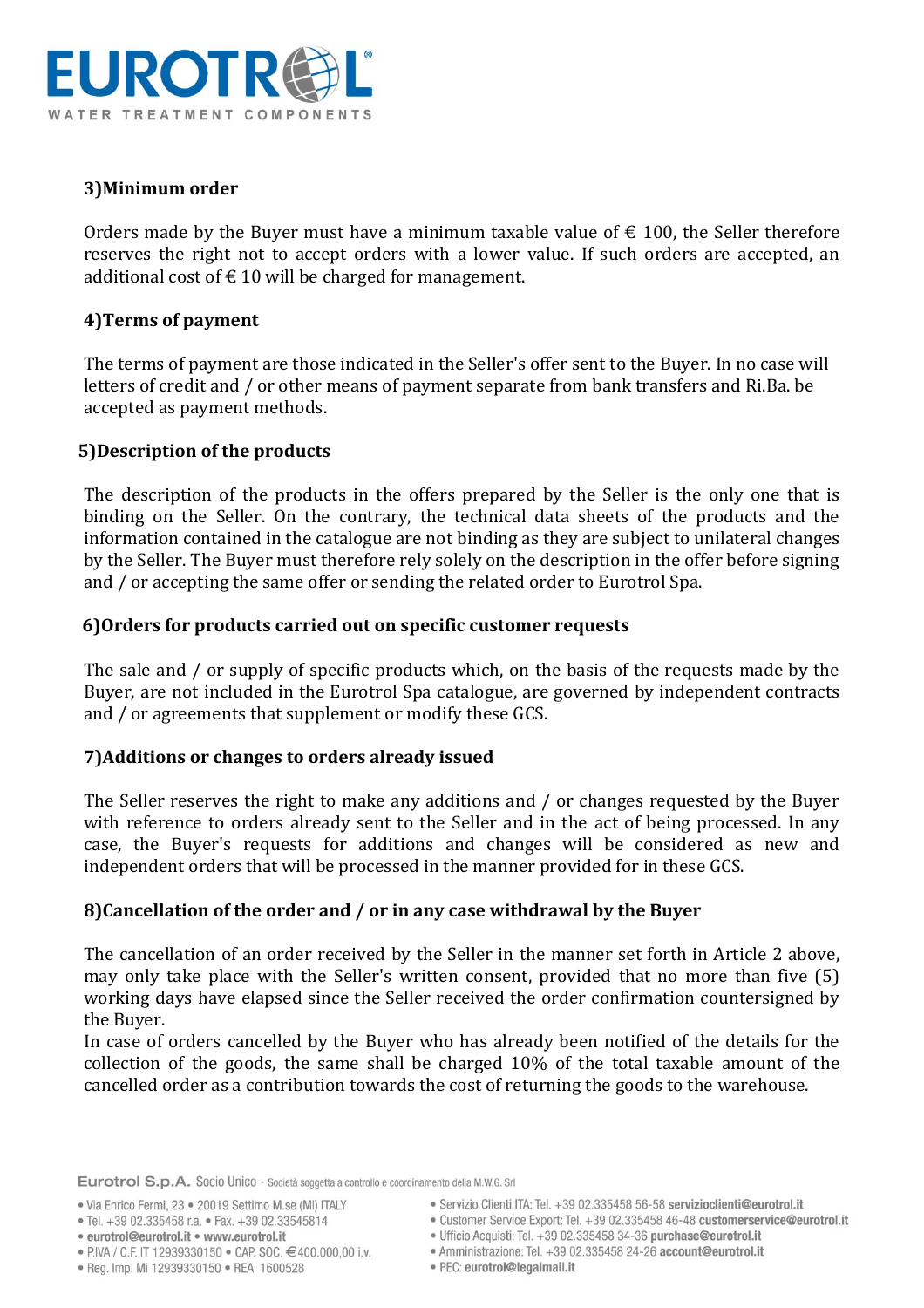## 3)Minimum order

Orders made by the Buyer must have a minimum taxable value of € 100, the Seller therefore reserves the right not to accept orders with a lower value. If such orders are accepted, an additional cost of € 10 will be charged for management.

## 4)Terms of payment

The terms of payment are those indicated in the Seller's offer sent to the Buyer. In no case will letters of credit and / or other means of payment separate from bank transfers and Ri.Ba. be accepted as payment methods.

## 5)Description of the products

The description of the products in the offers prepared by the Seller is the only one that is binding on the Seller. On the contrary, the technical data sheets of the products and the information contained in the catalogue are not binding as they are subject to unilateral changes by the Seller. The Buyer must therefore rely solely on the description in the offer before signing and / or accepting the same offer or sending the related order to Eurotrol Spa.

## 6)Orders for products carried out on specific customer requests

The sale and / or supply of specific products which, on the basis of the requests made by the Buyer, are not included in the Eurotrol Spa catalogue, are governed by independent contracts and / or agreements that supplement or modify these GCS.

## 7)Additions or changes to orders already issued

The Seller reserves the right to make any additions and / or changes requested by the Buyer with reference to orders already sent to the Seller and in the act of being processed. In any case, the Buyer's requests for additions and changes will be considered as new and independent orders that will be processed in the manner provided for in these GCS.

## 8)Cancellation of the order and / or in any case withdrawal by the Buyer

The cancellation of an order received by the Seller in the manner set forth in Article 2 above, may only take place with the Seller's written consent, provided that no more than five (5) working days have elapsed since the Seller received the order confirmation countersigned by the Buyer.
In case of orders cancelled by the Buyer who has already been notified of the details for the collection of the goods, the same shall be charged 10% of the total taxable amount of the cancelled order as a contribution towards the cost of returning the goods to the warehouse.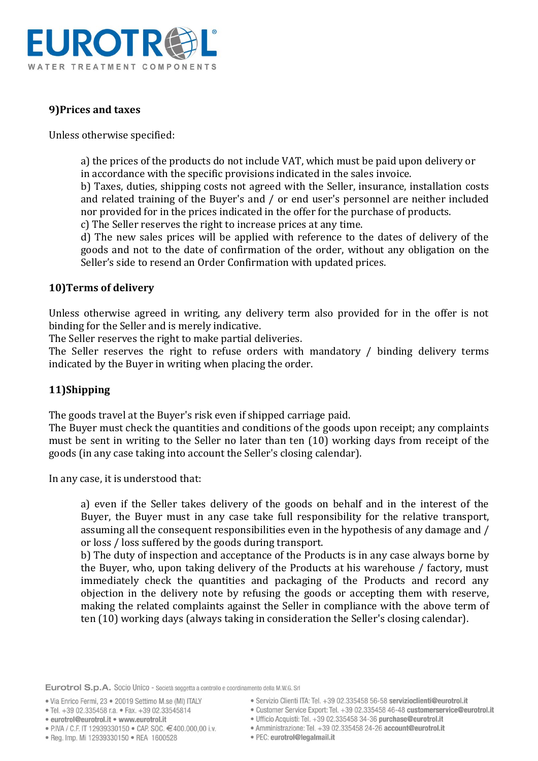### 9)Prices and taxes

Unless otherwise specified:

a) the prices of the products do not include VAT, which must be paid upon delivery or in accordance with the specific provisions indicated in the sales invoice.
b) Taxes, duties, shipping costs not agreed with the Seller, insurance, installation costs and related training of the Buyer's and / or end user's personnel are neither included nor provided for in the prices indicated in the offer for the purchase of products.
c) The Seller reserves the right to increase prices at any time.
d) The new sales prices will be applied with reference to the dates of delivery of the goods and not to the date of confirmation of the order, without any obligation on the Seller's side to resend an Order Confirmation with updated prices.

### 10)Terms of delivery

Unless otherwise agreed in writing, any delivery term also provided for in the offer is not binding for the Seller and is merely indicative.
The Seller reserves the right to make partial deliveries.
The Seller reserves the right to refuse orders with mandatory / binding delivery terms indicated by the Buyer in writing when placing the order.

### 11)Shipping

The goods travel at the Buyer's risk even if shipped carriage paid.
The Buyer must check the quantities and conditions of the goods upon receipt; any complaints must be sent in writing to the Seller no later than ten (10) working days from receipt of the goods (in any case taking into account the Seller's closing calendar).

In any case, it is understood that:

a) even if the Seller takes delivery of the goods on behalf and in the interest of the Buyer, the Buyer must in any case take full responsibility for the relative transport, assuming all the consequent responsibilities even in the hypothesis of any damage and / or loss / loss suffered by the goods during transport.
b) The duty of inspection and acceptance of the Products is in any case always borne by the Buyer, who, upon taking delivery of the Products at his warehouse / factory, must immediately check the quantities and packaging of the Products and record any objection in the delivery note by refusing the goods or accepting them with reserve, making the related complaints against the Seller in compliance with the above term of ten (10) working days (always taking in consideration the Seller's closing calendar).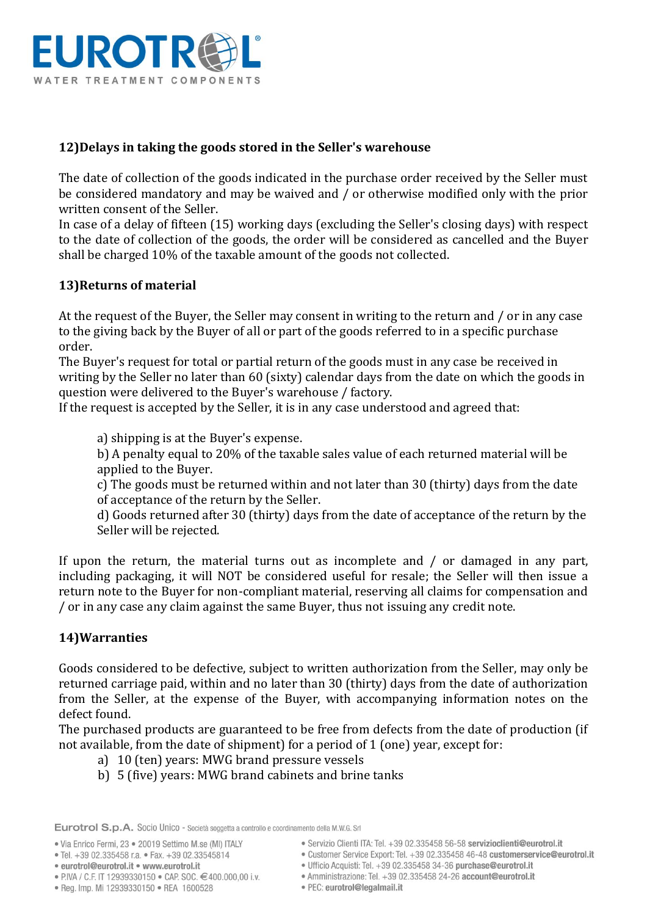## 12)Delays in taking the goods stored in the Seller's warehouse

The date of collection of the goods indicated in the purchase order received by the Seller must be considered mandatory and may be waived and / or otherwise modified only with the prior written consent of the Seller.
In case of a delay of fifteen (15) working days (excluding the Seller's closing days) with respect to the date of collection of the goods, the order will be considered as cancelled and the Buyer shall be charged 10% of the taxable amount of the goods not collected.

## 13)Returns of material

At the request of the Buyer, the Seller may consent in writing to the return and / or in any case to the giving back by the Buyer of all or part of the goods referred to in a specific purchase order.
The Buyer's request for total or partial return of the goods must in any case be received in writing by the Seller no later than 60 (sixty) calendar days from the date on which the goods in question were delivered to the Buyer's warehouse / factory.
If the request is accepted by the Seller, it is in any case understood and agreed that:

a) shipping is at the Buyer's expense.
b) A penalty equal to 20% of the taxable sales value of each returned material will be applied to the Buyer.
c) The goods must be returned within and not later than 30 (thirty) days from the date of acceptance of the return by the Seller.
d) Goods returned after 30 (thirty) days from the date of acceptance of the return by the Seller will be rejected.

If upon the return, the material turns out as incomplete and / or damaged in any part, including packaging, it will NOT be considered useful for resale; the Seller will then issue a return note to the Buyer for non-compliant material, reserving all claims for compensation and / or in any case any claim against the same Buyer, thus not issuing any credit note.

## 14)Warranties

Goods considered to be defective, subject to written authorization from the Seller, may only be returned carriage paid, within and no later than 30 (thirty) days from the date of authorization from the Seller, at the expense of the Buyer, with accompanying information notes on the defect found.
The purchased products are guaranteed to be free from defects from the date of production (if not available, from the date of shipment) for a period of 1 (one) year, except for:

a) 10 (ten) years: MWG brand pressure vessels
b) 5 (five) years: MWG brand cabinets and brine tanks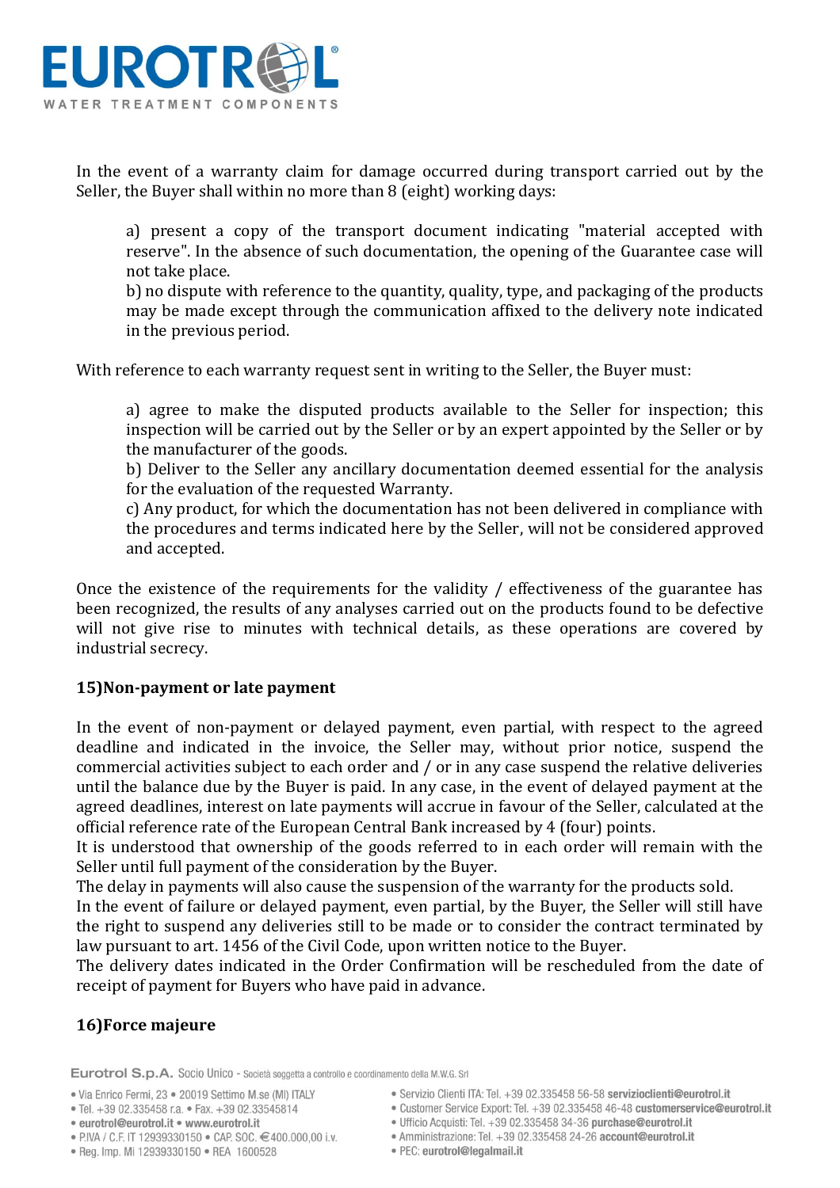In the event of a warranty claim for damage occurred during transport carried out by the Seller, the Buyer shall within no more than 8 (eight) working days:

a) present a copy of the transport document indicating "material accepted with reserve". In the absence of such documentation, the opening of the Guarantee case will not take place.
b) no dispute with reference to the quantity, quality, type, and packaging of the products may be made except through the communication affixed to the delivery note indicated in the previous period.

With reference to each warranty request sent in writing to the Seller, the Buyer must:

a) agree to make the disputed products available to the Seller for inspection; this inspection will be carried out by the Seller or by an expert appointed by the Seller or by the manufacturer of the goods.
b) Deliver to the Seller any ancillary documentation deemed essential for the analysis for the evaluation of the requested Warranty.
c) Any product, for which the documentation has not been delivered in compliance with the procedures and terms indicated here by the Seller, will not be considered approved and accepted.

Once the existence of the requirements for the validity / effectiveness of the guarantee has been recognized, the results of any analyses carried out on the products found to be defective will not give rise to minutes with technical details, as these operations are covered by industrial secrecy.

### 15)Non-payment or late payment

In the event of non-payment or delayed payment, even partial, with respect to the agreed deadline and indicated in the invoice, the Seller may, without prior notice, suspend the commercial activities subject to each order and / or in any case suspend the relative deliveries until the balance due by the Buyer is paid. In any case, in the event of delayed payment at the agreed deadlines, interest on late payments will accrue in favour of the Seller, calculated at the official reference rate of the European Central Bank increased by 4 (four) points.
It is understood that ownership of the goods referred to in each order will remain with the Seller until full payment of the consideration by the Buyer.
The delay in payments will also cause the suspension of the warranty for the products sold.
In the event of failure or delayed payment, even partial, by the Buyer, the Seller will still have the right to suspend any deliveries still to be made or to consider the contract terminated by law pursuant to art. 1456 of the Civil Code, upon written notice to the Buyer.
The delivery dates indicated in the Order Confirmation will be rescheduled from the date of receipt of payment for Buyers who have paid in advance.

### 16)Force majeure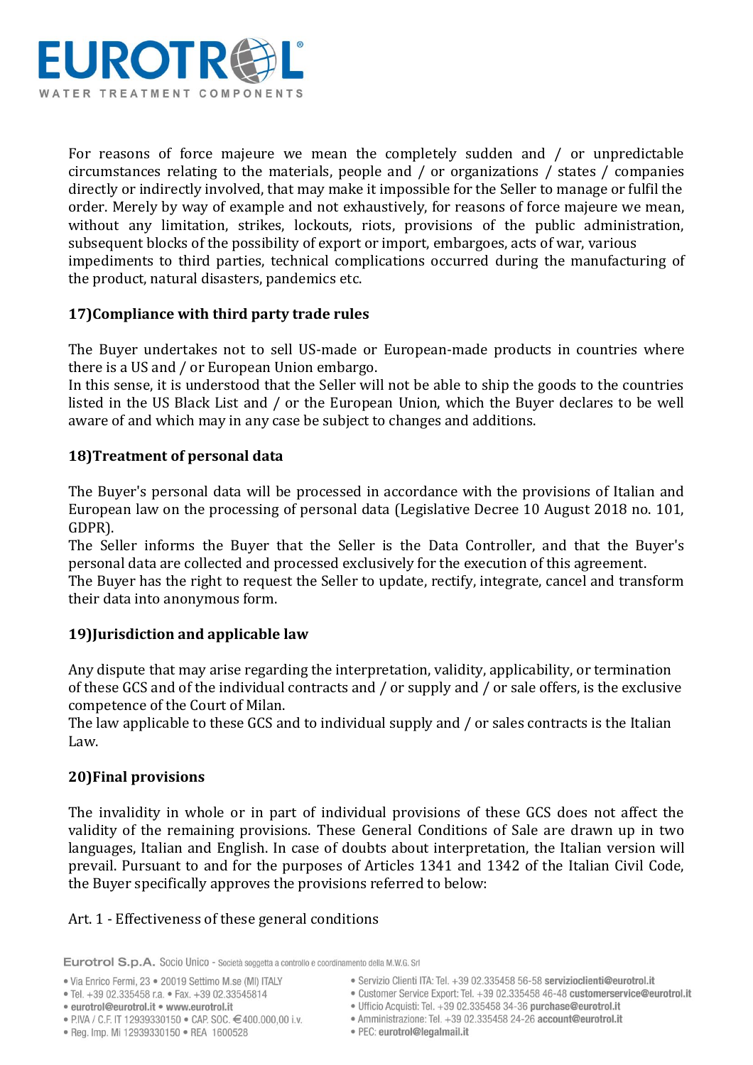For reasons of force majeure we mean the completely sudden and / or unpredictable circumstances relating to the materials, people and / or organizations / states / companies directly or indirectly involved, that may make it impossible for the Seller to manage or fulfil the order. Merely by way of example and not exhaustively, for reasons of force majeure we mean, without any limitation, strikes, lockouts, riots, provisions of the public administration, subsequent blocks of the possibility of export or import, embargoes, acts of war, various impediments to third parties, technical complications occurred during the manufacturing of the product, natural disasters, pandemics etc.

## 17)Compliance with third party trade rules

The Buyer undertakes not to sell US-made or European-made products in countries where there is a US and / or European Union embargo.
In this sense, it is understood that the Seller will not be able to ship the goods to the countries listed in the US Black List and / or the European Union, which the Buyer declares to be well aware of and which may in any case be subject to changes and additions.

## 18)Treatment of personal data

The Buyer's personal data will be processed in accordance with the provisions of Italian and European law on the processing of personal data (Legislative Decree 10 August 2018 no. 101, GDPR).
The Seller informs the Buyer that the Seller is the Data Controller, and that the Buyer's personal data are collected and processed exclusively for the execution of this agreement.
The Buyer has the right to request the Seller to update, rectify, integrate, cancel and transform their data into anonymous form.

## 19)Jurisdiction and applicable law

Any dispute that may arise regarding the interpretation, validity, applicability, or termination of these GCS and of the individual contracts and / or supply and / or sale offers, is the exclusive competence of the Court of Milan.
The law applicable to these GCS and to individual supply and / or sales contracts is the Italian Law.

## 20)Final provisions

The invalidity in whole or in part of individual provisions of these GCS does not affect the validity of the remaining provisions. These General Conditions of Sale are drawn up in two languages, Italian and English. In case of doubts about interpretation, the Italian version will prevail. Pursuant to and for the purposes of Articles 1341 and 1342 of the Italian Civil Code, the Buyer specifically approves the provisions referred to below:

Art. 1 - Effectiveness of these general conditions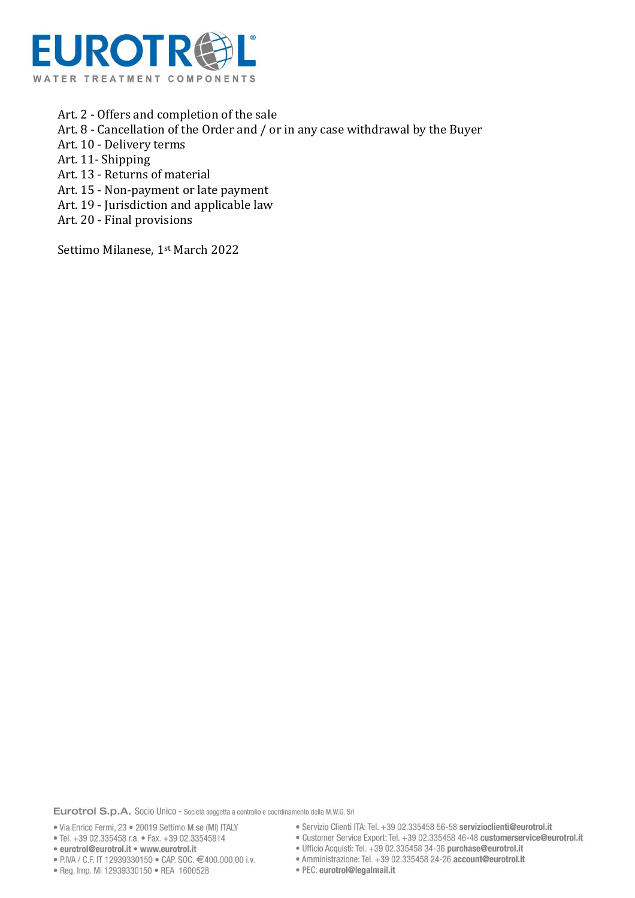Art. 2 - Offers and completion of the sale
Art. 8 - Cancellation of the Order and / or in any case withdrawal by the Buyer
Art. 10 - Delivery terms
Art. 11- Shipping
Art. 13 - Returns of material
Art. 15 - Non-payment or late payment
Art. 19 - Jurisdiction and applicable law
Art. 20 - Final provisions

Settimo Milanese, 1st March 2022